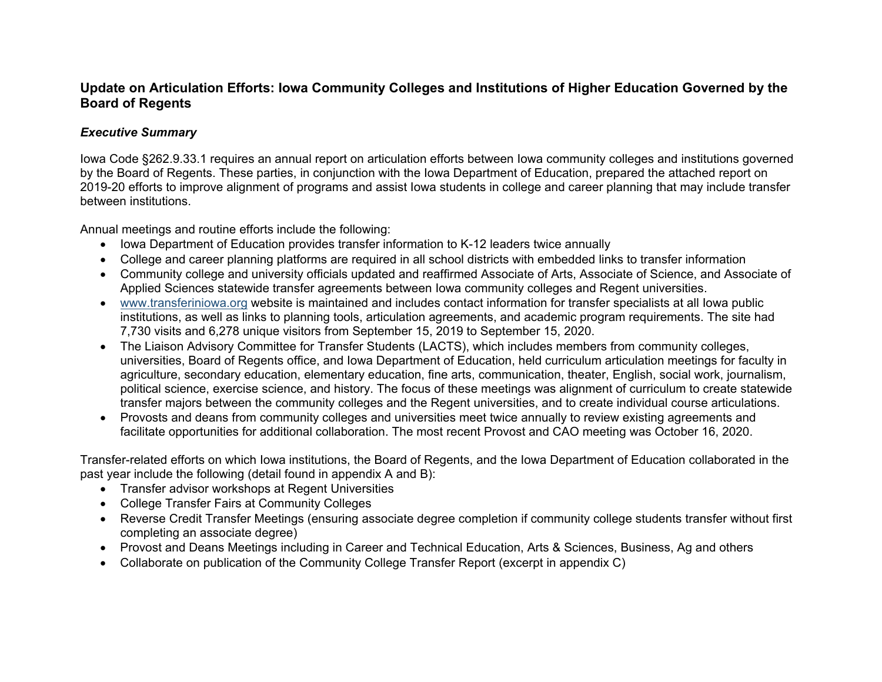# Update on Articulation Efforts: Iowa Community Colleges and Institutions of Higher Education Governed by the Board of Regents

## *Executive Summary*

Iowa Code §262.9.33.1 requires an annual report on articulation efforts between Iowa community colleges and institutions governed by the Board of Regents. These parties, in conjunction with the Iowa Department of Education, prepared the attached report on 2019-20 efforts to improve alignment of programs and assist Iowa students in college and career planning that may include transfer between institutions.

Annual meetings and routine efforts include the following:

- Iowa Department of Education provides transfer information to K-12 leaders twice annually
- College and career planning platforms are required in all school districts with embedded links to transfer information
- Community college and university officials updated and reaffirmed Associate of Arts, Associate of Science, and Associate of Applied Sciences statewide transfer agreements between Iowa community colleges and Regent universities.
- www.transferiniowa.org website is maintained and includes contact information for transfer specialists at all Iowa public institutions, as well as links to planning tools, articulation agreements, and academic program requirements. The site had 7,730 visits and 6,278 unique visitors from September 15, 2019 to September 15, 2020.
- The Liaison Advisory Committee for Transfer Students (LACTS), which includes members from community colleges, universities, Board of Regents office, and Iowa Department of Education, held curriculum articulation meetings for faculty in agriculture, secondary education, elementary education, fine arts, communication, theater, English, social work, journalism, political science, exercise science, and history. The focus of these meetings was alignment of curriculum to create statewide transfer majors between the community colleges and the Regent universities, and to create individual course articulations.
- Provosts and deans from community colleges and universities meet twice annually to review existing agreements and facilitate opportunities for additional collaboration. The most recent Provost and CAO meeting was October 16, 2020.

Transfer-related efforts on which Iowa institutions, the Board of Regents, and the Iowa Department of Education collaborated in the past year include the following (detail found in appendix A and B):

- Transfer advisor workshops at Regent Universities
- College Transfer Fairs at Community Colleges
- Reverse Credit Transfer Meetings (ensuring associate degree completion if community college students transfer without first completing an associate degree)
- Provost and Deans Meetings including in Career and Technical Education, Arts & Sciences, Business, Ag and others
- Collaborate on publication of the Community College Transfer Report (excerpt in appendix C)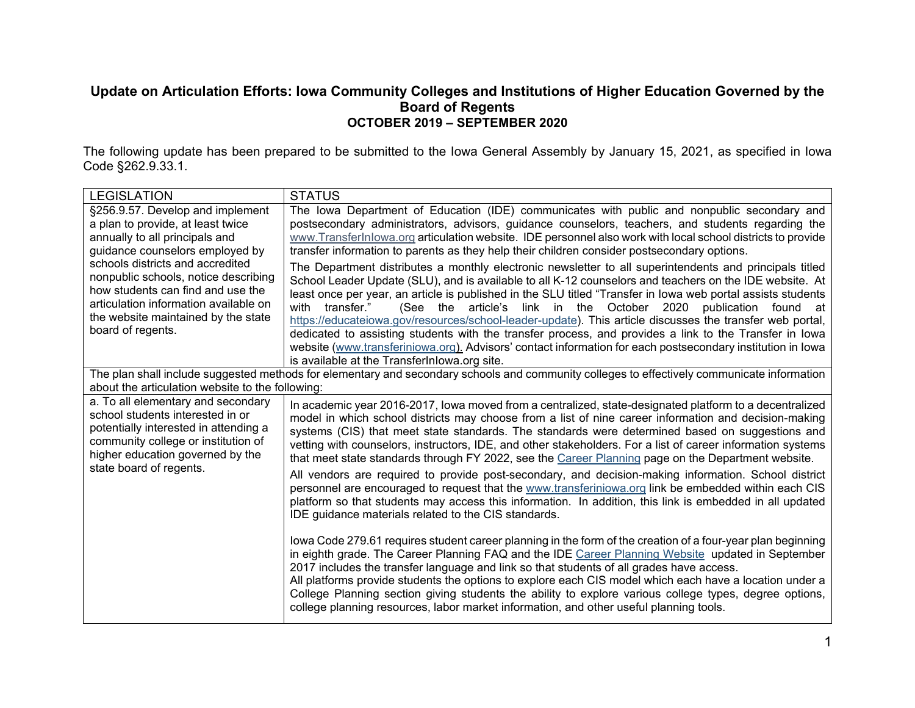**Update on Articulation Efforts: Iowa Community Colleges and Institutions of Higher Education Governed by the Board of Regents**
**OCTOBER 2019 – SEPTEMBER 2020**

The following update has been prepared to be submitted to the Iowa General Assembly by January 15, 2021, as specified in Iowa Code §262.9.33.1.

| LEGISLATION | STATUS |
|---|---|
| §256.9.57. Develop and implement a plan to provide, at least twice annually to all principals and guidance counselors employed by schools districts and accredited nonpublic schools, notice describing how students can find and use the articulation information available on the website maintained by the state board of regents. | The Iowa Department of Education (IDE) communicates with public and nonpublic secondary and postsecondary administrators, advisors, guidance counselors, teachers, and students regarding the www.TransferInIowa.org articulation website. IDE personnel also work with local school districts to provide transfer information to parents as they help their children consider postsecondary options.<br><br>The Department distributes a monthly electronic newsletter to all superintendents and principals titled School Leader Update (SLU), and is available to all K-12 counselors and teachers on the IDE website. At least once per year, an article is published in the SLU titled "Transfer in Iowa web portal assists students with transfer." (See the article's link in the October 2020 publication found at https://educateiowa.gov/resources/school-leader-update). This article discusses the transfer web portal, dedicated to assisting students with the transfer process, and provides a link to the Transfer in Iowa website (www.transferiniowa.org). Advisors' contact information for each postsecondary institution in Iowa is available at the TransferInIowa.org site. |
| The plan shall include suggested methods for elementary and secondary schools and community colleges to effectively communicate information about the articulation website to the following: | |
| a. To all elementary and secondary school students interested in or potentially interested in attending a community college or institution of higher education governed by the state board of regents. | In academic year 2016-2017, Iowa moved from a centralized, state-designated platform to a decentralized model in which school districts may choose from a list of nine career information and decision-making systems (CIS) that meet state standards. The standards were determined based on suggestions and vetting with counselors, instructors, IDE, and other stakeholders. For a list of career information systems that meet state standards through FY 2022, see the Career Planning page on the Department website.<br><br>All vendors are required to provide post-secondary, and decision-making information. School district personnel are encouraged to request that the www.transferiniowa.org link be embedded within each CIS platform so that students may access this information. In addition, this link is embedded in all updated IDE guidance materials related to the CIS standards.<br><br>Iowa Code 279.61 requires student career planning in the form of the creation of a four-year plan beginning in eighth grade. The Career Planning FAQ and the IDE Career Planning Website updated in September 2017 includes the transfer language and link so that students of all grades have access.<br>All platforms provide students the options to explore each CIS model which each have a location under a College Planning section giving students the ability to explore various college types, degree options, college planning resources, labor market information, and other useful planning tools. |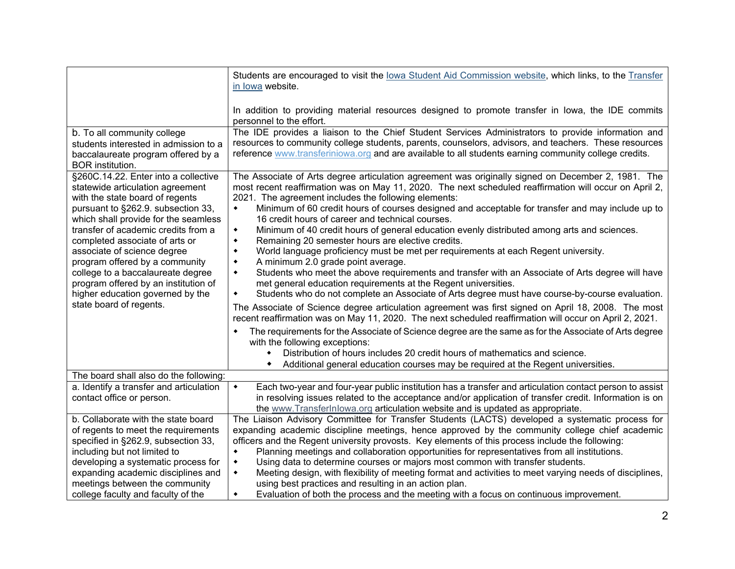| | |
|---|---|
| | Students are encouraged to visit the [Iowa Student Aid Commission website](), which links, to the [Transfer in Iowa]() website.<br><br>In addition to providing material resources designed to promote transfer in Iowa, the IDE commits personnel to the effort. |
| b. To all community college students interested in admission to a baccalaureate program offered by a BOR institution. | The IDE provides a liaison to the Chief Student Services Administrators to provide information and resources to community college students, parents, counselors, advisors, and teachers. These resources reference www.transferiniowa.org and are available to all students earning community college credits. |
| §260C.14.22. Enter into a collective statewide articulation agreement with the state board of regents pursuant to §262.9. subsection 33, which shall provide for the seamless transfer of academic credits from a completed associate of arts or associate of science degree program offered by a community college to a baccalaureate degree program offered by an institution of higher education governed by the state board of regents. | The Associate of Arts degree articulation agreement was originally signed on December 2, 1981. The most recent reaffirmation was on May 11, 2020. The next scheduled reaffirmation will occur on April 2, 2021. The agreement includes the following elements:<br>◆ Minimum of 60 credit hours of courses designed and acceptable for transfer and may include up to 16 credit hours of career and technical courses.<br>◆ Minimum of 40 credit hours of general education evenly distributed among arts and sciences.<br>◆ Remaining 20 semester hours are elective credits.<br>◆ World language proficiency must be met per requirements at each Regent university.<br>◆ A minimum 2.0 grade point average.<br>◆ Students who meet the above requirements and transfer with an Associate of Arts degree will have met general education requirements at the Regent universities.<br>◆ Students who do not complete an Associate of Arts degree must have course-by-course evaluation.<br><br>The Associate of Science degree articulation agreement was first signed on April 18, 2008. The most recent reaffirmation was on May 11, 2020. The next scheduled reaffirmation will occur on April 2, 2021.<br>◆ The requirements for the Associate of Science degree are the same as for the Associate of Arts degree with the following exceptions:<br>&nbsp;&nbsp;&nbsp;&nbsp;◆ Distribution of hours includes 20 credit hours of mathematics and science.<br>&nbsp;&nbsp;&nbsp;&nbsp;◆ Additional general education courses may be required at the Regent universities. |
| The board shall also do the following: | |
| a. Identify a transfer and articulation contact office or person. | ◆ Each two-year and four-year public institution has a transfer and articulation contact person to assist in resolving issues related to the acceptance and/or application of transfer credit. Information is on the www.TransferInIowa.org articulation website and is updated as appropriate. |
| b. Collaborate with the state board of regents to meet the requirements specified in §262.9, subsection 33, including but not limited to developing a systematic process for expanding academic disciplines and meetings between the community college faculty and faculty of the | The Liaison Advisory Committee for Transfer Students (LACTS) developed a systematic process for expanding academic discipline meetings, hence approved by the community college chief academic officers and the Regent university provosts. Key elements of this process include the following:<br>◆ Planning meetings and collaboration opportunities for representatives from all institutions.<br>◆ Using data to determine courses or majors most common with transfer students.<br>◆ Meeting design, with flexibility of meeting format and activities to meet varying needs of disciplines, using best practices and resulting in an action plan.<br>◆ Evaluation of both the process and the meeting with a focus on continuous improvement. |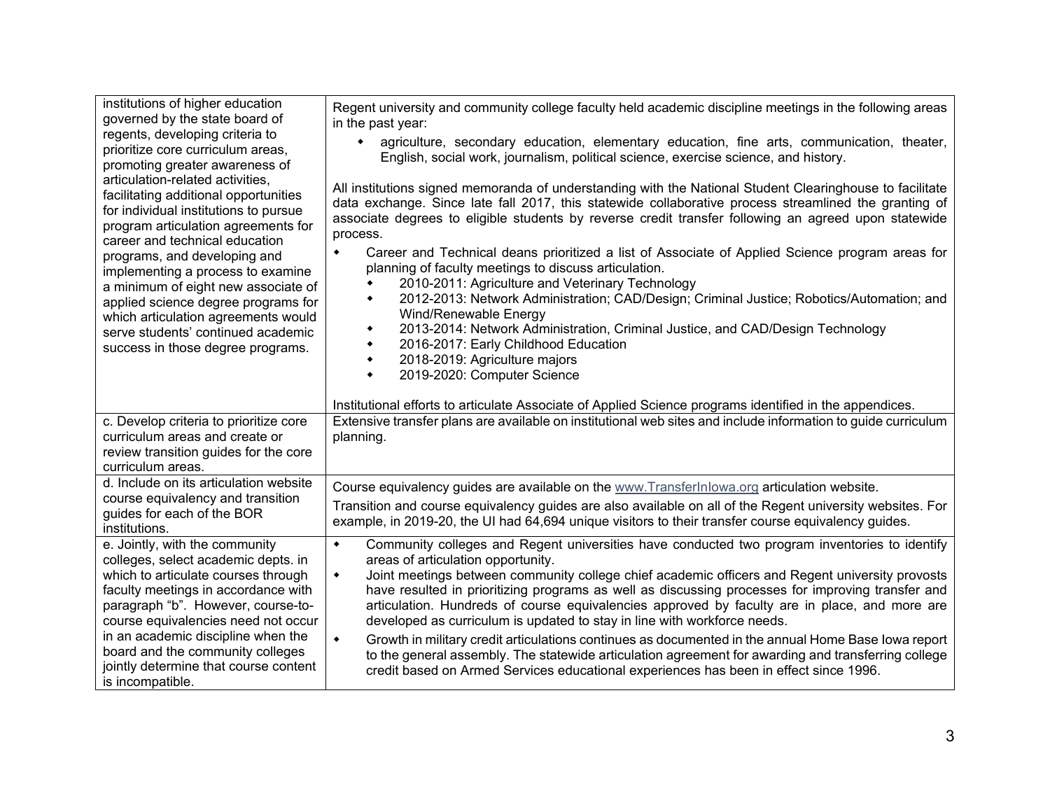| | |
|---|---|
| institutions of higher education governed by the state board of regents, developing criteria to prioritize core curriculum areas, promoting greater awareness of articulation-related activities, facilitating additional opportunities for individual institutions to pursue program articulation agreements for career and technical education programs, and developing and implementing a process to examine a minimum of eight new associate of applied science degree programs for which articulation agreements would serve students' continued academic success in those degree programs. | Regent university and community college faculty held academic discipline meetings in the following areas in the past year:<br>• agriculture, secondary education, elementary education, fine arts, communication, theater, English, social work, journalism, political science, exercise science, and history.<br><br>All institutions signed memoranda of understanding with the National Student Clearinghouse to facilitate data exchange. Since late fall 2017, this statewide collaborative process streamlined the granting of associate degrees to eligible students by reverse credit transfer following an agreed upon statewide process.<br>• Career and Technical deans prioritized a list of Associate of Applied Science program areas for planning of faculty meetings to discuss articulation.<br>  • 2010-2011: Agriculture and Veterinary Technology<br>  • 2012-2013: Network Administration; CAD/Design; Criminal Justice; Robotics/Automation; and Wind/Renewable Energy<br>  • 2013-2014: Network Administration, Criminal Justice, and CAD/Design Technology<br>  • 2016-2017: Early Childhood Education<br>  • 2018-2019: Agriculture majors<br>  • 2019-2020: Computer Science<br><br>Institutional efforts to articulate Associate of Applied Science programs identified in the appendices. |
| c. Develop criteria to prioritize core curriculum areas and create or review transition guides for the core curriculum areas. | Extensive transfer plans are available on institutional web sites and include information to guide curriculum planning. |
| d. Include on its articulation website course equivalency and transition guides for each of the BOR institutions. | Course equivalency guides are available on the www.TransferInIowa.org articulation website.<br>Transition and course equivalency guides are also available on all of the Regent university websites. For example, in 2019-20, the UI had 64,694 unique visitors to their transfer course equivalency guides. |
| e. Jointly, with the community colleges, select academic depts. in which to articulate courses through faculty meetings in accordance with paragraph "b". However, course-to-course equivalencies need not occur in an academic discipline when the board and the community colleges jointly determine that course content is incompatible. | • Community colleges and Regent universities have conducted two program inventories to identify areas of articulation opportunity.<br>• Joint meetings between community college chief academic officers and Regent university provosts have resulted in prioritizing programs as well as discussing processes for improving transfer and articulation. Hundreds of course equivalencies approved by faculty are in place, and more are developed as curriculum is updated to stay in line with workforce needs.<br>• Growth in military credit articulations continues as documented in the annual Home Base Iowa report to the general assembly. The statewide articulation agreement for awarding and transferring college credit based on Armed Services educational experiences has been in effect since 1996. |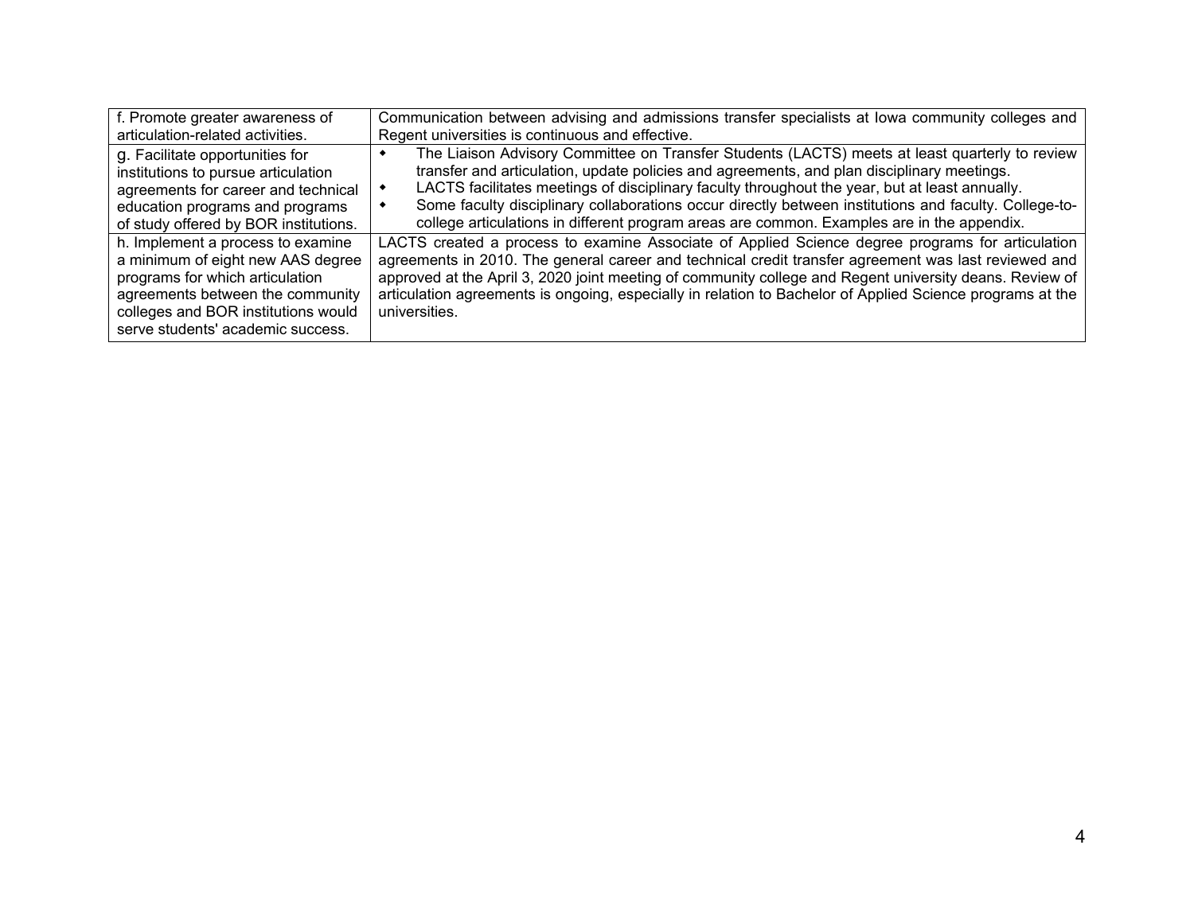| | |
|---|---|
| f. Promote greater awareness of articulation-related activities. | Communication between advising and admissions transfer specialists at Iowa community colleges and Regent universities is continuous and effective. |
| g. Facilitate opportunities for institutions to pursue articulation agreements for career and technical education programs and programs of study offered by BOR institutions. | ◆ The Liaison Advisory Committee on Transfer Students (LACTS) meets at least quarterly to review transfer and articulation, update policies and agreements, and plan disciplinary meetings.<br>◆ LACTS facilitates meetings of disciplinary faculty throughout the year, but at least annually.<br>◆ Some faculty disciplinary collaborations occur directly between institutions and faculty. College-to-college articulations in different program areas are common. Examples are in the appendix. |
| h. Implement a process to examine a minimum of eight new AAS degree programs for which articulation agreements between the community colleges and BOR institutions would serve students' academic success. | LACTS created a process to examine Associate of Applied Science degree programs for articulation agreements in 2010. The general career and technical credit transfer agreement was last reviewed and approved at the April 3, 2020 joint meeting of community college and Regent university deans. Review of articulation agreements is ongoing, especially in relation to Bachelor of Applied Science programs at the universities. |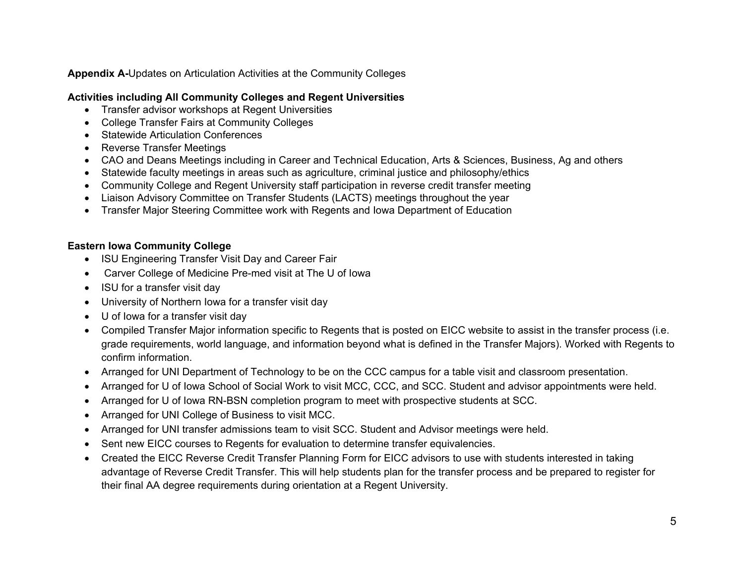**Appendix A-**Updates on Articulation Activities at the Community Colleges

**Activities including All Community Colleges and Regent Universities**

- Transfer advisor workshops at Regent Universities
- College Transfer Fairs at Community Colleges
- Statewide Articulation Conferences
- Reverse Transfer Meetings
- CAO and Deans Meetings including in Career and Technical Education, Arts & Sciences, Business, Ag and others
- Statewide faculty meetings in areas such as agriculture, criminal justice and philosophy/ethics
- Community College and Regent University staff participation in reverse credit transfer meeting
- Liaison Advisory Committee on Transfer Students (LACTS) meetings throughout the year
- Transfer Major Steering Committee work with Regents and Iowa Department of Education

**Eastern Iowa Community College**

- ISU Engineering Transfer Visit Day and Career Fair
- Carver College of Medicine Pre-med visit at The U of Iowa
- ISU for a transfer visit day
- University of Northern Iowa for a transfer visit day
- U of Iowa for a transfer visit day
- Compiled Transfer Major information specific to Regents that is posted on EICC website to assist in the transfer process (i.e. grade requirements, world language, and information beyond what is defined in the Transfer Majors). Worked with Regents to confirm information.
- Arranged for UNI Department of Technology to be on the CCC campus for a table visit and classroom presentation.
- Arranged for U of Iowa School of Social Work to visit MCC, CCC, and SCC. Student and advisor appointments were held.
- Arranged for U of Iowa RN-BSN completion program to meet with prospective students at SCC.
- Arranged for UNI College of Business to visit MCC.
- Arranged for UNI transfer admissions team to visit SCC. Student and Advisor meetings were held.
- Sent new EICC courses to Regents for evaluation to determine transfer equivalencies.
- Created the EICC Reverse Credit Transfer Planning Form for EICC advisors to use with students interested in taking advantage of Reverse Credit Transfer. This will help students plan for the transfer process and be prepared to register for their final AA degree requirements during orientation at a Regent University.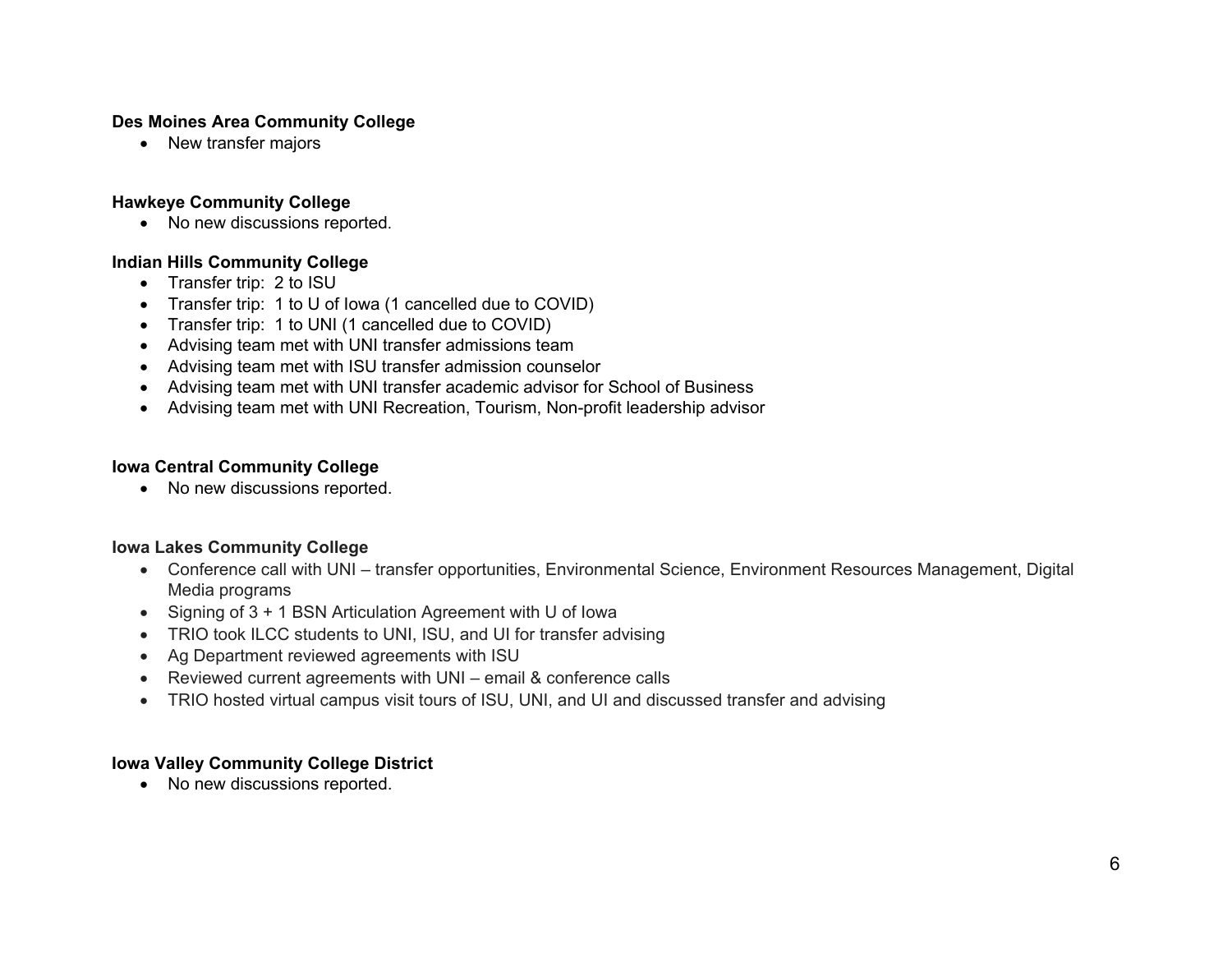**Des Moines Area Community College**

- New transfer majors

**Hawkeye Community College**

- No new discussions reported.

**Indian Hills Community College**

- Transfer trip:  2 to ISU
- Transfer trip:  1 to U of Iowa (1 cancelled due to COVID)
- Transfer trip:  1 to UNI (1 cancelled due to COVID)
- Advising team met with UNI transfer admissions team
- Advising team met with ISU transfer admission counselor
- Advising team met with UNI transfer academic advisor for School of Business
- Advising team met with UNI Recreation, Tourism, Non-profit leadership advisor

**Iowa Central Community College**

- No new discussions reported.

**Iowa Lakes Community College**

- Conference call with UNI – transfer opportunities, Environmental Science, Environment Resources Management, Digital Media programs
- Signing of 3 + 1 BSN Articulation Agreement with U of Iowa
- TRIO took ILCC students to UNI, ISU, and UI for transfer advising
- Ag Department reviewed agreements with ISU
- Reviewed current agreements with UNI – email & conference calls
- TRIO hosted virtual campus visit tours of ISU, UNI, and UI and discussed transfer and advising

**Iowa Valley Community College District**

- No new discussions reported.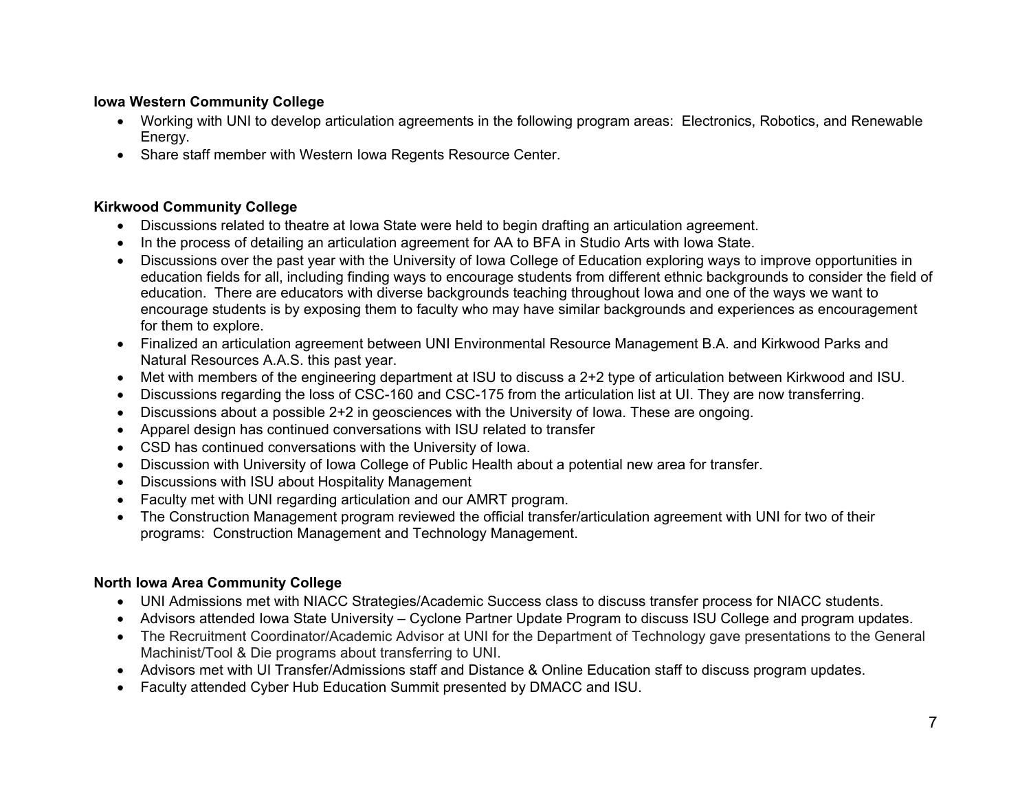**Iowa Western Community College**

- Working with UNI to develop articulation agreements in the following program areas: Electronics, Robotics, and Renewable Energy.
- Share staff member with Western Iowa Regents Resource Center.

**Kirkwood Community College**

- Discussions related to theatre at Iowa State were held to begin drafting an articulation agreement.
- In the process of detailing an articulation agreement for AA to BFA in Studio Arts with Iowa State.
- Discussions over the past year with the University of Iowa College of Education exploring ways to improve opportunities in education fields for all, including finding ways to encourage students from different ethnic backgrounds to consider the field of education. There are educators with diverse backgrounds teaching throughout Iowa and one of the ways we want to encourage students is by exposing them to faculty who may have similar backgrounds and experiences as encouragement for them to explore.
- Finalized an articulation agreement between UNI Environmental Resource Management B.A. and Kirkwood Parks and Natural Resources A.A.S. this past year.
- Met with members of the engineering department at ISU to discuss a 2+2 type of articulation between Kirkwood and ISU.
- Discussions regarding the loss of CSC-160 and CSC-175 from the articulation list at UI. They are now transferring.
- Discussions about a possible 2+2 in geosciences with the University of Iowa. These are ongoing.
- Apparel design has continued conversations with ISU related to transfer
- CSD has continued conversations with the University of Iowa.
- Discussion with University of Iowa College of Public Health about a potential new area for transfer.
- Discussions with ISU about Hospitality Management
- Faculty met with UNI regarding articulation and our AMRT program.
- The Construction Management program reviewed the official transfer/articulation agreement with UNI for two of their programs: Construction Management and Technology Management.

**North Iowa Area Community College**

- UNI Admissions met with NIACC Strategies/Academic Success class to discuss transfer process for NIACC students.
- Advisors attended Iowa State University – Cyclone Partner Update Program to discuss ISU College and program updates.
- The Recruitment Coordinator/Academic Advisor at UNI for the Department of Technology gave presentations to the General Machinist/Tool & Die programs about transferring to UNI.
- Advisors met with UI Transfer/Admissions staff and Distance & Online Education staff to discuss program updates.
- Faculty attended Cyber Hub Education Summit presented by DMACC and ISU.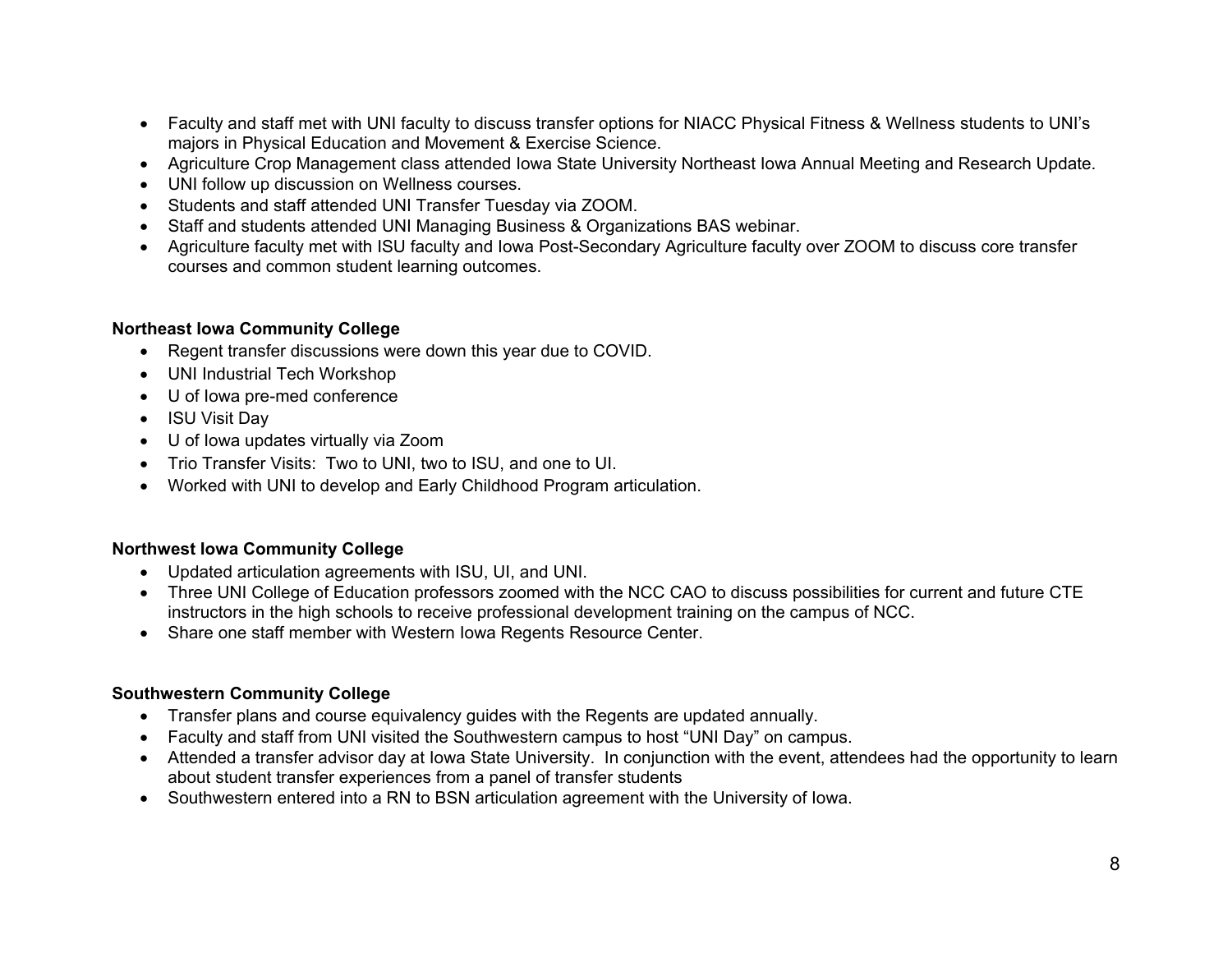- Faculty and staff met with UNI faculty to discuss transfer options for NIACC Physical Fitness & Wellness students to UNI's majors in Physical Education and Movement & Exercise Science.
- Agriculture Crop Management class attended Iowa State University Northeast Iowa Annual Meeting and Research Update.
- UNI follow up discussion on Wellness courses.
- Students and staff attended UNI Transfer Tuesday via ZOOM.
- Staff and students attended UNI Managing Business & Organizations BAS webinar.
- Agriculture faculty met with ISU faculty and Iowa Post-Secondary Agriculture faculty over ZOOM to discuss core transfer courses and common student learning outcomes.

**Northeast Iowa Community College**

- Regent transfer discussions were down this year due to COVID.
- UNI Industrial Tech Workshop
- U of Iowa pre-med conference
- ISU Visit Day
- U of Iowa updates virtually via Zoom
- Trio Transfer Visits: Two to UNI, two to ISU, and one to UI.
- Worked with UNI to develop and Early Childhood Program articulation.

**Northwest Iowa Community College**

- Updated articulation agreements with ISU, UI, and UNI.
- Three UNI College of Education professors zoomed with the NCC CAO to discuss possibilities for current and future CTE instructors in the high schools to receive professional development training on the campus of NCC.
- Share one staff member with Western Iowa Regents Resource Center.

**Southwestern Community College**

- Transfer plans and course equivalency guides with the Regents are updated annually.
- Faculty and staff from UNI visited the Southwestern campus to host "UNI Day" on campus.
- Attended a transfer advisor day at Iowa State University. In conjunction with the event, attendees had the opportunity to learn about student transfer experiences from a panel of transfer students
- Southwestern entered into a RN to BSN articulation agreement with the University of Iowa.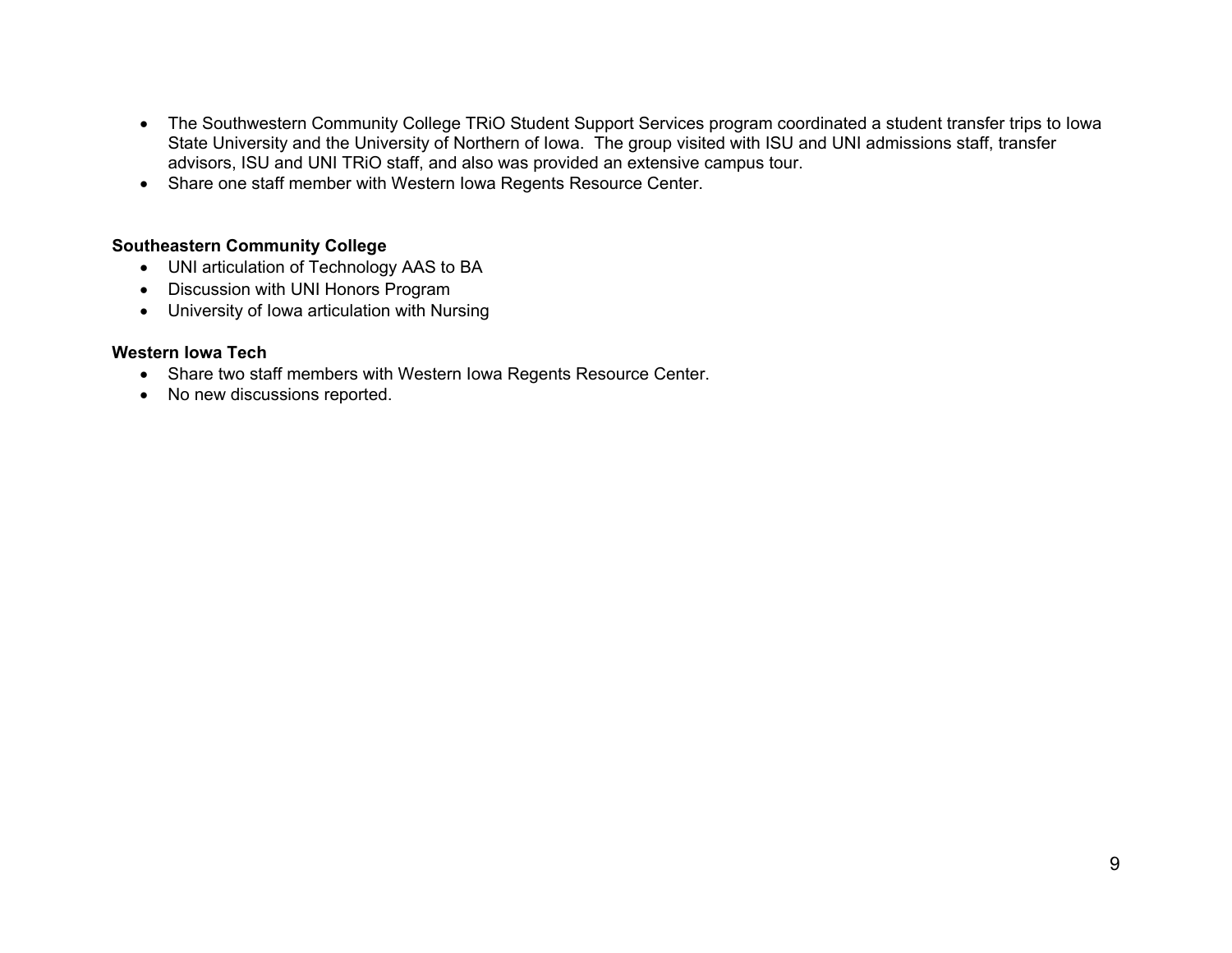- The Southwestern Community College TRiO Student Support Services program coordinated a student transfer trips to Iowa State University and the University of Northern of Iowa. The group visited with ISU and UNI admissions staff, transfer advisors, ISU and UNI TRiO staff, and also was provided an extensive campus tour.
- Share one staff member with Western Iowa Regents Resource Center.

**Southeastern Community College**

- UNI articulation of Technology AAS to BA
- Discussion with UNI Honors Program
- University of Iowa articulation with Nursing

**Western Iowa Tech**

- Share two staff members with Western Iowa Regents Resource Center.
- No new discussions reported.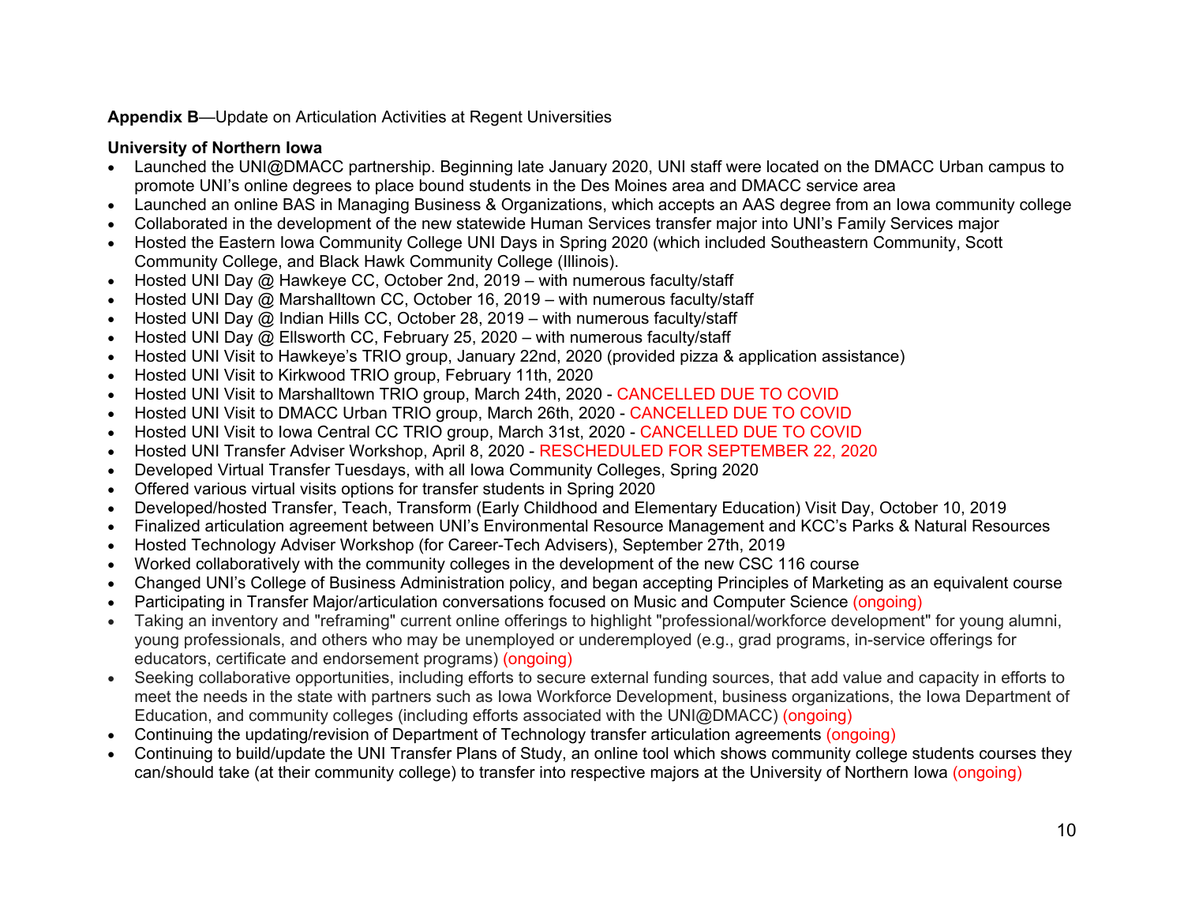**Appendix B**—Update on Articulation Activities at Regent Universities

**University of Northern Iowa**

- Launched the UNI@DMACC partnership. Beginning late January 2020, UNI staff were located on the DMACC Urban campus to promote UNI's online degrees to place bound students in the Des Moines area and DMACC service area
- Launched an online BAS in Managing Business & Organizations, which accepts an AAS degree from an Iowa community college
- Collaborated in the development of the new statewide Human Services transfer major into UNI's Family Services major
- Hosted the Eastern Iowa Community College UNI Days in Spring 2020 (which included Southeastern Community, Scott Community College, and Black Hawk Community College (Illinois).
- Hosted UNI Day @ Hawkeye CC, October 2nd, 2019 – with numerous faculty/staff
- Hosted UNI Day @ Marshalltown CC, October 16, 2019 – with numerous faculty/staff
- Hosted UNI Day @ Indian Hills CC, October 28, 2019 – with numerous faculty/staff
- Hosted UNI Day @ Ellsworth CC, February 25, 2020 – with numerous faculty/staff
- Hosted UNI Visit to Hawkeye's TRIO group, January 22nd, 2020 (provided pizza & application assistance)
- Hosted UNI Visit to Kirkwood TRIO group, February 11th, 2020
- Hosted UNI Visit to Marshalltown TRIO group, March 24th, 2020 - CANCELLED DUE TO COVID
- Hosted UNI Visit to DMACC Urban TRIO group, March 26th, 2020 - CANCELLED DUE TO COVID
- Hosted UNI Visit to Iowa Central CC TRIO group, March 31st, 2020 - CANCELLED DUE TO COVID
- Hosted UNI Transfer Adviser Workshop, April 8, 2020 - RESCHEDULED FOR SEPTEMBER 22, 2020
- Developed Virtual Transfer Tuesdays, with all Iowa Community Colleges, Spring 2020
- Offered various virtual visits options for transfer students in Spring 2020
- Developed/hosted Transfer, Teach, Transform (Early Childhood and Elementary Education) Visit Day, October 10, 2019
- Finalized articulation agreement between UNI's Environmental Resource Management and KCC's Parks & Natural Resources
- Hosted Technology Adviser Workshop (for Career-Tech Advisers), September 27th, 2019
- Worked collaboratively with the community colleges in the development of the new CSC 116 course
- Changed UNI's College of Business Administration policy, and began accepting Principles of Marketing as an equivalent course
- Participating in Transfer Major/articulation conversations focused on Music and Computer Science (ongoing)
- Taking an inventory and "reframing" current online offerings to highlight "professional/workforce development" for young alumni, young professionals, and others who may be unemployed or underemployed (e.g., grad programs, in-service offerings for educators, certificate and endorsement programs) (ongoing)
- Seeking collaborative opportunities, including efforts to secure external funding sources, that add value and capacity in efforts to meet the needs in the state with partners such as Iowa Workforce Development, business organizations, the Iowa Department of Education, and community colleges (including efforts associated with the UNI@DMACC) (ongoing)
- Continuing the updating/revision of Department of Technology transfer articulation agreements (ongoing)
- Continuing to build/update the UNI Transfer Plans of Study, an online tool which shows community college students courses they can/should take (at their community college) to transfer into respective majors at the University of Northern Iowa (ongoing)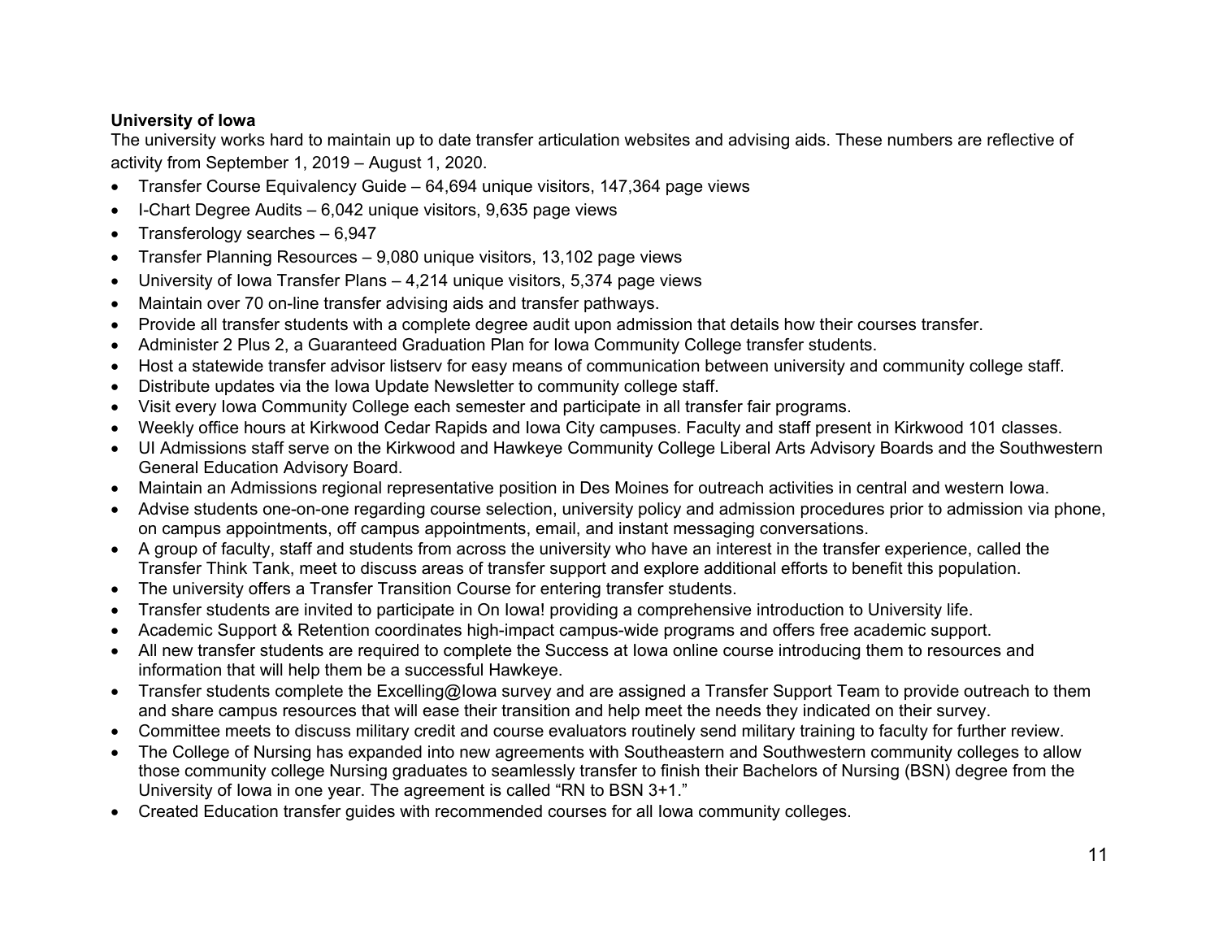**University of Iowa**

The university works hard to maintain up to date transfer articulation websites and advising aids. These numbers are reflective of activity from September 1, 2019 – August 1, 2020.

- Transfer Course Equivalency Guide – 64,694 unique visitors, 147,364 page views
- I-Chart Degree Audits – 6,042 unique visitors, 9,635 page views
- Transferology searches – 6,947
- Transfer Planning Resources – 9,080 unique visitors, 13,102 page views
- University of Iowa Transfer Plans – 4,214 unique visitors, 5,374 page views
- Maintain over 70 on-line transfer advising aids and transfer pathways.
- Provide all transfer students with a complete degree audit upon admission that details how their courses transfer.
- Administer 2 Plus 2, a Guaranteed Graduation Plan for Iowa Community College transfer students.
- Host a statewide transfer advisor listserv for easy means of communication between university and community college staff.
- Distribute updates via the Iowa Update Newsletter to community college staff.
- Visit every Iowa Community College each semester and participate in all transfer fair programs.
- Weekly office hours at Kirkwood Cedar Rapids and Iowa City campuses. Faculty and staff present in Kirkwood 101 classes.
- UI Admissions staff serve on the Kirkwood and Hawkeye Community College Liberal Arts Advisory Boards and the Southwestern General Education Advisory Board.
- Maintain an Admissions regional representative position in Des Moines for outreach activities in central and western Iowa.
- Advise students one-on-one regarding course selection, university policy and admission procedures prior to admission via phone, on campus appointments, off campus appointments, email, and instant messaging conversations.
- A group of faculty, staff and students from across the university who have an interest in the transfer experience, called the Transfer Think Tank, meet to discuss areas of transfer support and explore additional efforts to benefit this population.
- The university offers a Transfer Transition Course for entering transfer students.
- Transfer students are invited to participate in On Iowa! providing a comprehensive introduction to University life.
- Academic Support & Retention coordinates high-impact campus-wide programs and offers free academic support.
- All new transfer students are required to complete the Success at Iowa online course introducing them to resources and information that will help them be a successful Hawkeye.
- Transfer students complete the Excelling@Iowa survey and are assigned a Transfer Support Team to provide outreach to them and share campus resources that will ease their transition and help meet the needs they indicated on their survey.
- Committee meets to discuss military credit and course evaluators routinely send military training to faculty for further review.
- The College of Nursing has expanded into new agreements with Southeastern and Southwestern community colleges to allow those community college Nursing graduates to seamlessly transfer to finish their Bachelors of Nursing (BSN) degree from the University of Iowa in one year. The agreement is called "RN to BSN 3+1."
- Created Education transfer guides with recommended courses for all Iowa community colleges.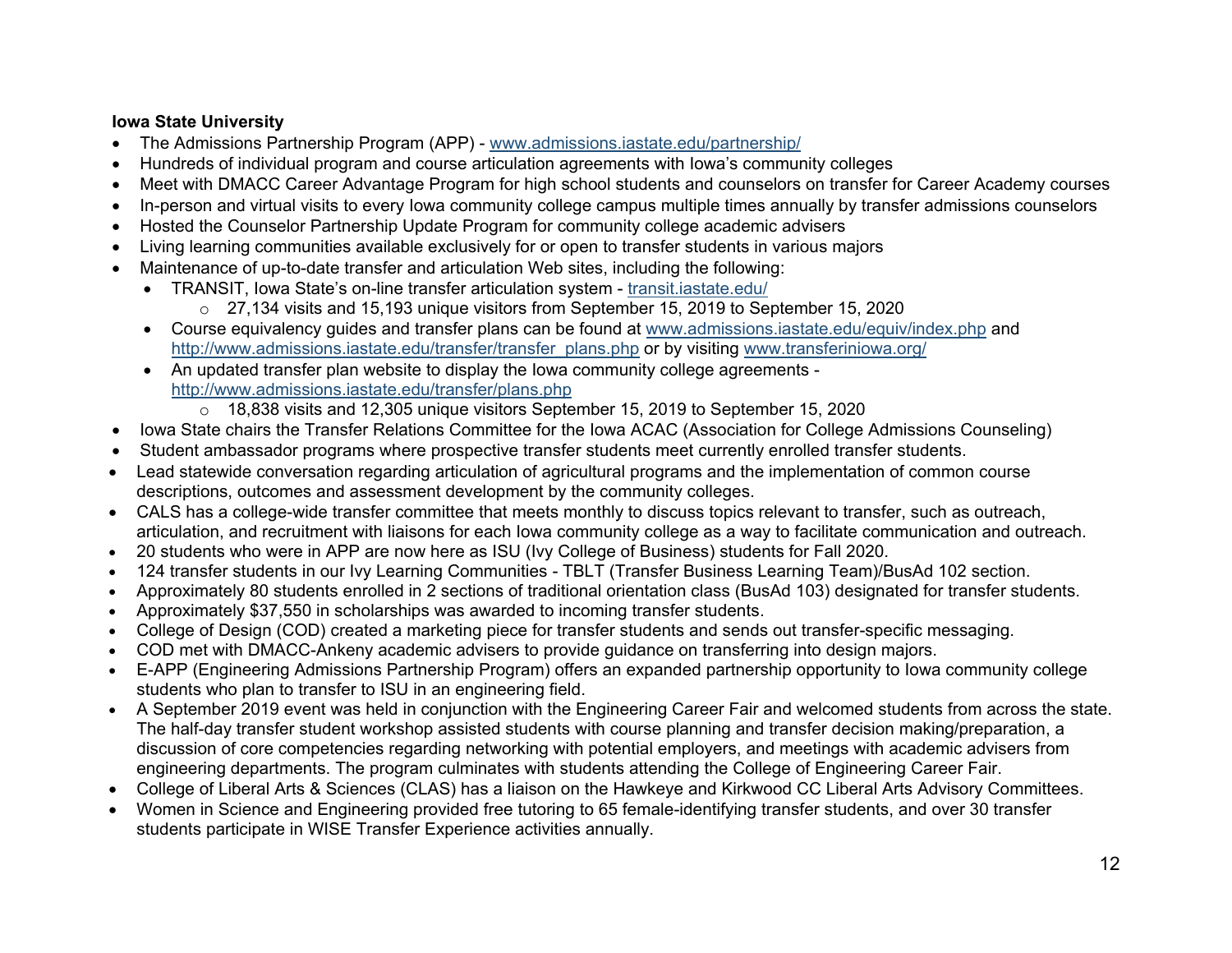**Iowa State University**

- The Admissions Partnership Program (APP) - www.admissions.iastate.edu/partnership/
- Hundreds of individual program and course articulation agreements with Iowa's community colleges
- Meet with DMACC Career Advantage Program for high school students and counselors on transfer for Career Academy courses
- In-person and virtual visits to every Iowa community college campus multiple times annually by transfer admissions counselors
- Hosted the Counselor Partnership Update Program for community college academic advisers
- Living learning communities available exclusively for or open to transfer students in various majors
- Maintenance of up-to-date transfer and articulation Web sites, including the following:
  - TRANSIT, Iowa State's on-line transfer articulation system - transit.iastate.edu/
    - 27,134 visits and 15,193 unique visitors from September 15, 2019 to September 15, 2020
  - Course equivalency guides and transfer plans can be found at www.admissions.iastate.edu/equiv/index.php and http://www.admissions.iastate.edu/transfer/transfer_plans.php or by visiting www.transferiniowa.org/
  - An updated transfer plan website to display the Iowa community college agreements - http://www.admissions.iastate.edu/transfer/plans.php
    - 18,838 visits and 12,305 unique visitors September 15, 2019 to September 15, 2020
- Iowa State chairs the Transfer Relations Committee for the Iowa ACAC (Association for College Admissions Counseling)
- Student ambassador programs where prospective transfer students meet currently enrolled transfer students.
- Lead statewide conversation regarding articulation of agricultural programs and the implementation of common course descriptions, outcomes and assessment development by the community colleges.
- CALS has a college-wide transfer committee that meets monthly to discuss topics relevant to transfer, such as outreach, articulation, and recruitment with liaisons for each Iowa community college as a way to facilitate communication and outreach.
- 20 students who were in APP are now here as ISU (Ivy College of Business) students for Fall 2020.
- 124 transfer students in our Ivy Learning Communities - TBLT (Transfer Business Learning Team)/BusAd 102 section.
- Approximately 80 students enrolled in 2 sections of traditional orientation class (BusAd 103) designated for transfer students.
- Approximately $37,550 in scholarships was awarded to incoming transfer students.
- College of Design (COD) created a marketing piece for transfer students and sends out transfer-specific messaging.
- COD met with DMACC-Ankeny academic advisers to provide guidance on transferring into design majors.
- E-APP (Engineering Admissions Partnership Program) offers an expanded partnership opportunity to Iowa community college students who plan to transfer to ISU in an engineering field.
- A September 2019 event was held in conjunction with the Engineering Career Fair and welcomed students from across the state. The half-day transfer student workshop assisted students with course planning and transfer decision making/preparation, a discussion of core competencies regarding networking with potential employers, and meetings with academic advisers from engineering departments. The program culminates with students attending the College of Engineering Career Fair.
- College of Liberal Arts & Sciences (CLAS) has a liaison on the Hawkeye and Kirkwood CC Liberal Arts Advisory Committees.
- Women in Science and Engineering provided free tutoring to 65 female-identifying transfer students, and over 30 transfer students participate in WISE Transfer Experience activities annually.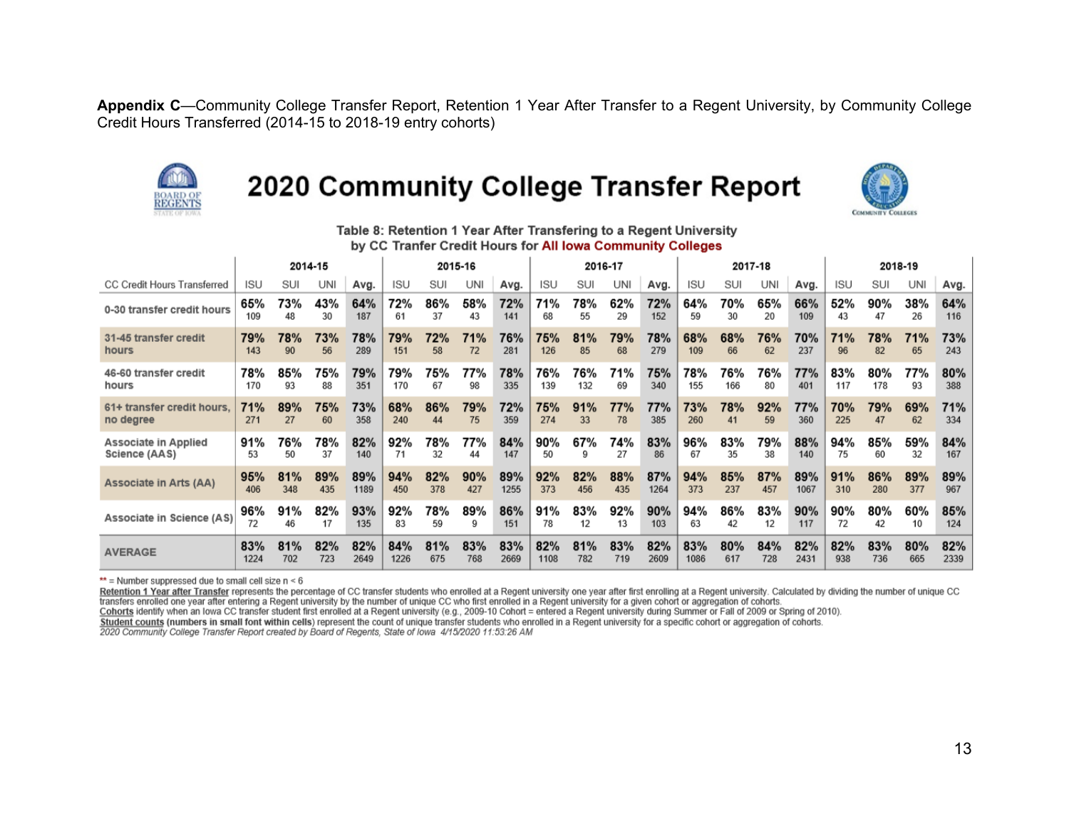**Appendix C**—Community College Transfer Report, Retention 1 Year After Transfer to a Regent University, by Community College Credit Hours Transferred (2014-15 to 2018-19 entry cohorts)

# 2020 Community College Transfer Report

**Table 8: Retention 1 Year After Transfering to a Regent University by CC Tranfer Credit Hours for All Iowa Community Colleges**

| | 2014-15 | | | | 2015-16 | | | | 2016-17 | | | | 2017-18 | | | | 2018-19 | | | |
|---|---|---|---|---|---|---|---|---|---|---|---|---|---|---|---|---|---|---|---|---|
| CC Credit Hours Transferred | ISU | SUI | UNI | Avg. | ISU | SUI | UNI | Avg. | ISU | SUI | UNI | Avg. | ISU | SUI | UNI | Avg. | ISU | SUI | UNI | Avg. |
| 0-30 transfer credit hours | 65% 109 | 73% 48 | 43% 30 | 64% 187 | 72% 61 | 86% 37 | 58% 43 | 72% 141 | 71% 68 | 78% 55 | 62% 29 | 72% 152 | 64% 59 | 70% 30 | 65% 20 | 66% 109 | 52% 43 | 90% 47 | 38% 26 | 64% 116 |
| 31-45 transfer credit hours | 79% 143 | 78% 90 | 73% 56 | 78% 289 | 79% 151 | 72% 58 | 71% 72 | 76% 281 | 75% 126 | 81% 85 | 79% 68 | 78% 279 | 68% 109 | 68% 66 | 76% 62 | 70% 237 | 71% 96 | 78% 82 | 71% 65 | 73% 243 |
| 46-60 transfer credit hours | 78% 170 | 85% 93 | 75% 88 | 79% 351 | 79% 170 | 75% 67 | 77% 98 | 78% 335 | 76% 139 | 76% 132 | 71% 69 | 75% 340 | 78% 155 | 76% 166 | 76% 80 | 77% 401 | 83% 117 | 80% 178 | 77% 93 | 80% 388 |
| 61+ transfer credit hours, no degree | 71% 271 | 89% 27 | 75% 60 | 73% 358 | 68% 240 | 86% 44 | 79% 75 | 72% 359 | 75% 274 | 91% 33 | 77% 78 | 77% 385 | 73% 260 | 78% 41 | 92% 59 | 77% 360 | 70% 225 | 79% 47 | 69% 62 | 71% 334 |
| Associate in Applied Science (AAS) | 91% 53 | 76% 50 | 78% 37 | 82% 140 | 92% 71 | 78% 32 | 77% 44 | 84% 147 | 90% 50 | 67% 9 | 74% 27 | 83% 86 | 96% 67 | 83% 35 | 79% 38 | 88% 140 | 94% 75 | 85% 60 | 59% 32 | 84% 167 |
| Associate in Arts (AA) | 95% 406 | 81% 348 | 89% 435 | 89% 1189 | 94% 450 | 82% 378 | 90% 427 | 89% 1255 | 92% 373 | 82% 456 | 88% 435 | 87% 1264 | 94% 373 | 85% 237 | 87% 457 | 89% 1067 | 91% 310 | 86% 280 | 89% 377 | 89% 967 |
| Associate in Science (AS) | 96% 72 | 91% 46 | 82% 17 | 93% 135 | 92% 83 | 78% 59 | 89% 9 | 86% 151 | 91% 78 | 83% 12 | 92% 13 | 90% 103 | 94% 63 | 86% 42 | 83% 12 | 90% 117 | 90% 72 | 80% 42 | 60% 10 | 85% 124 |
| AVERAGE | 83% 1224 | 81% 702 | 82% 723 | 82% 2649 | 84% 1226 | 81% 675 | 83% 768 | 83% 2669 | 82% 1108 | 81% 782 | 83% 719 | 82% 2609 | 83% 1086 | 80% 617 | 84% 728 | 82% 2431 | 82% 938 | 83% 736 | 80% 665 | 82% 2339 |

** = Number suppressed due to small cell size n < 6

Retention 1 Year after Transfer represents the percentage of CC transfer students who enrolled at a Regent university one year after first enrolling at a Regent university. Calculated by dividing the number of unique CC transfers enrolled one year after entering a Regent university by the number of unique CC who first enrolled in a Regent university for a given cohort or aggregation of cohorts.

Cohorts identify when an Iowa CC transfer student first enrolled at a Regent university (e.g., 2009-10 Cohort = entered a Regent university during Summer or Fall of 2009 or Spring of 2010).

Student counts (numbers in small font within cells) represent the count of unique transfer students who enrolled in a Regent university for a specific cohort or aggregation of cohorts.

*2020 Community College Transfer Report created by Board of Regents, State of Iowa 4/15/2020 11:53:26 AM*